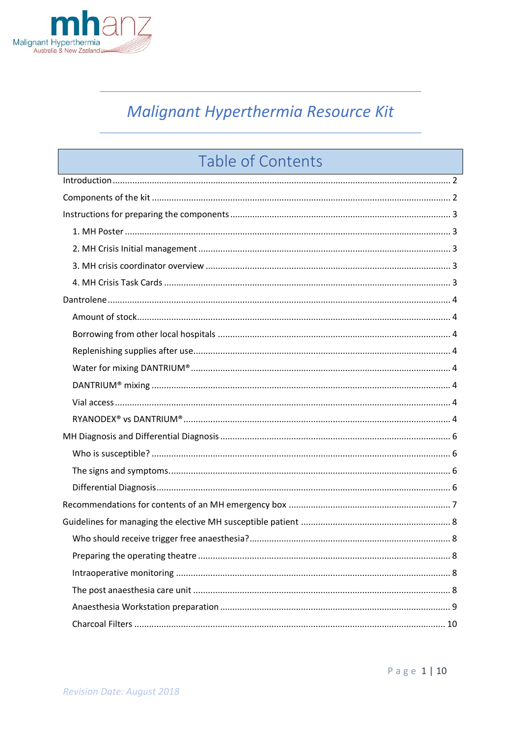mhanz
Malignant Hyperthermia
Australia & New Zealand

# *Malignant Hyperthermia Resource Kit*

## Table of Contents

Introduction ........ 2

Components of the kit ........ 2

Instructions for preparing the components ........ 3

- 1. MH Poster ........ 3
- 2. MH Crisis Initial management ........ 3
- 3. MH crisis coordinator overview ........ 3
- 4. MH Crisis Task Cards ........ 3

Dantrolene ........ 4

- Amount of stock ........ 4
- Borrowing from other local hospitals ........ 4
- Replenishing supplies after use ........ 4
- Water for mixing DANTRIUM® ........ 4
- DANTRIUM® mixing ........ 4
- Vial access ........ 4
- RYANODEX® vs DANTRIUM® ........ 4

MH Diagnosis and Differential Diagnosis ........ 6

- Who is susceptible? ........ 6
- The signs and symptoms. ........ 6
- Differential Diagnosis ........ 6

Recommendations for contents of an MH emergency box ........ 7

Guidelines for managing the elective MH susceptible patient ........ 8

- Who should receive trigger free anaesthesia? ........ 8
- Preparing the operating theatre ........ 8
- Intraoperative monitoring ........ 8
- The post anaesthesia care unit ........ 8
- Anaesthesia Workstation preparation ........ 9
- Charcoal Filters ........ 10

*Revision Date: August 2018*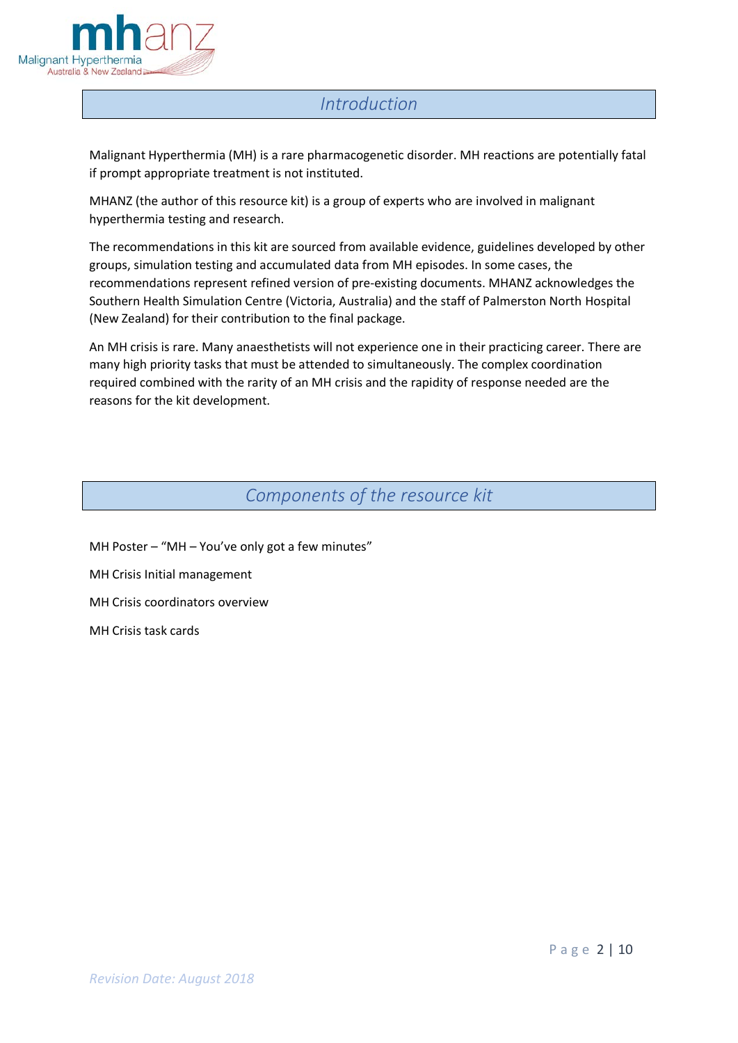## Introduction

Malignant Hyperthermia (MH) is a rare pharmacogenetic disorder. MH reactions are potentially fatal if prompt appropriate treatment is not instituted.

MHANZ (the author of this resource kit) is a group of experts who are involved in malignant hyperthermia testing and research.

The recommendations in this kit are sourced from available evidence, guidelines developed by other groups, simulation testing and accumulated data from MH episodes. In some cases, the recommendations represent refined version of pre-existing documents. MHANZ acknowledges the Southern Health Simulation Centre (Victoria, Australia) and the staff of Palmerston North Hospital (New Zealand) for their contribution to the final package.

An MH crisis is rare. Many anaesthetists will not experience one in their practicing career. There are many high priority tasks that must be attended to simultaneously. The complex coordination required combined with the rarity of an MH crisis and the rapidity of response needed are the reasons for the kit development.

## Components of the resource kit

MH Poster – "MH – You've only got a few minutes"

MH Crisis Initial management

MH Crisis coordinators overview

MH Crisis task cards

*Revision Date: August 2018*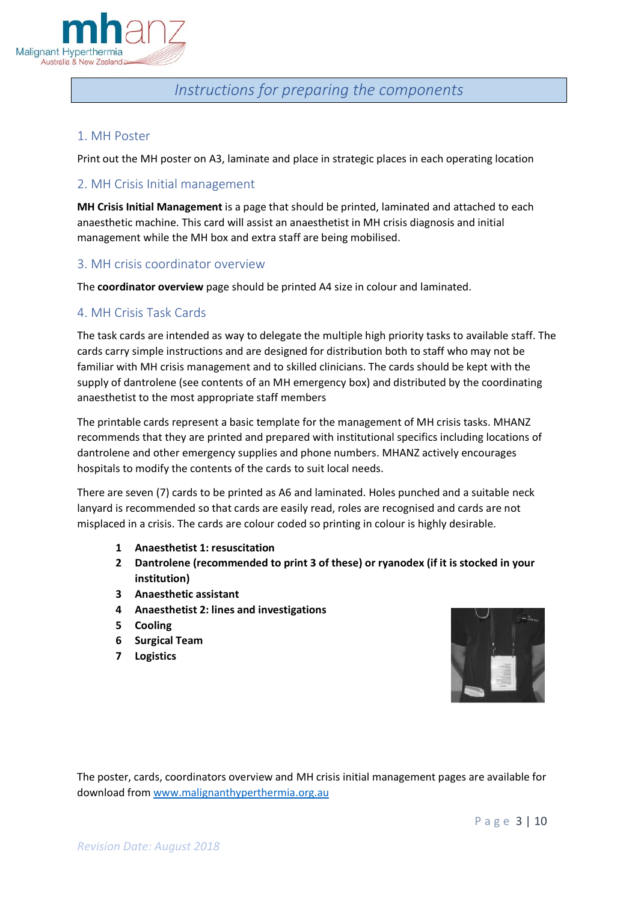# Instructions for preparing the components

## 1. MH Poster

Print out the MH poster on A3, laminate and place in strategic places in each operating location

## 2. MH Crisis Initial management

**MH Crisis Initial Management** is a page that should be printed, laminated and attached to each anaesthetic machine. This card will assist an anaesthetist in MH crisis diagnosis and initial management while the MH box and extra staff are being mobilised.

## 3. MH crisis coordinator overview

The **coordinator overview** page should be printed A4 size in colour and laminated.

## 4. MH Crisis Task Cards

The task cards are intended as way to delegate the multiple high priority tasks to available staff. The cards carry simple instructions and are designed for distribution both to staff who may not be familiar with MH crisis management and to skilled clinicians. The cards should be kept with the supply of dantrolene (see contents of an MH emergency box) and distributed by the coordinating anaesthetist to the most appropriate staff members

The printable cards represent a basic template for the management of MH crisis tasks. MHANZ recommends that they are printed and prepared with institutional specifics including locations of dantrolene and other emergency supplies and phone numbers. MHANZ actively encourages hospitals to modify the contents of the cards to suit local needs.

There are seven (7) cards to be printed as A6 and laminated. Holes punched and a suitable neck lanyard is recommended so that cards are easily read, roles are recognised and cards are not misplaced in a crisis. The cards are colour coded so printing in colour is highly desirable.

1. **Anaesthetist 1: resuscitation**
2. **Dantrolene (recommended to print 3 of these) or ryanodex (if it is stocked in your institution)**
3. **Anaesthetic assistant**
4. **Anaesthetist 2: lines and investigations**
5. **Cooling**
6. **Surgical Team**
7. **Logistics**

The poster, cards, coordinators overview and MH crisis initial management pages are available for download from [www.malignanthyperthermia.org.au](http://www.malignanthyperthermia.org.au)

*Revision Date: August 2018*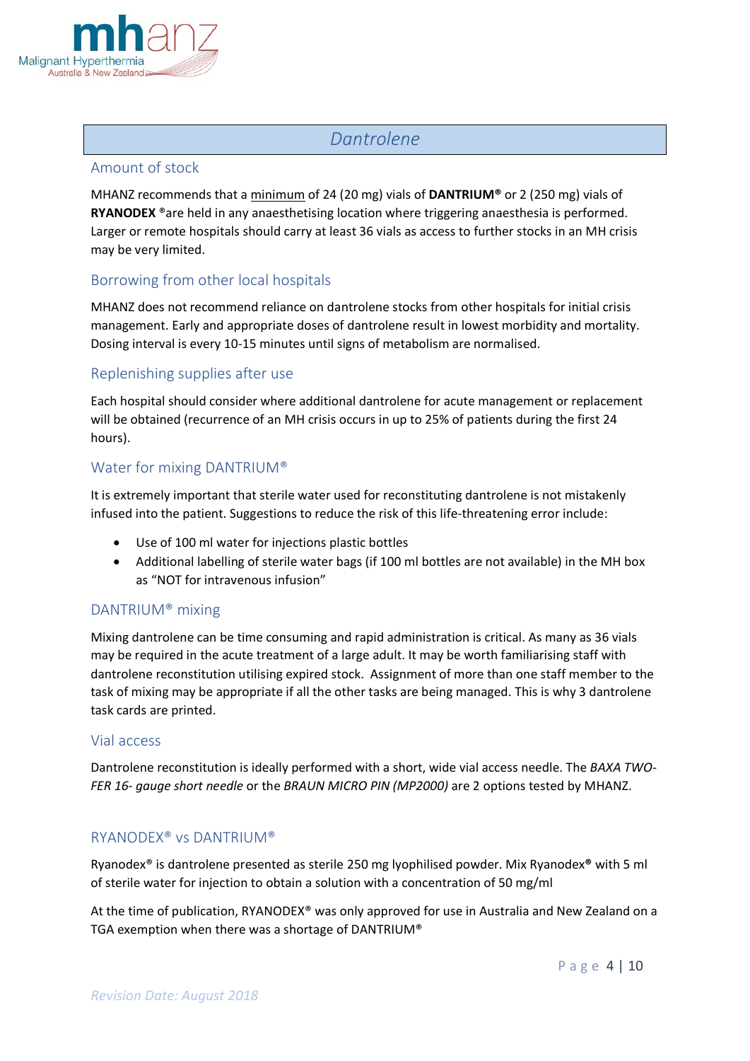# Dantrolene

## Amount of stock

MHANZ recommends that a minimum of 24 (20 mg) vials of **DANTRIUM®** or 2 (250 mg) vials of **RYANODEX** ®are held in any anaesthetising location where triggering anaesthesia is performed. Larger or remote hospitals should carry at least 36 vials as access to further stocks in an MH crisis may be very limited.

## Borrowing from other local hospitals

MHANZ does not recommend reliance on dantrolene stocks from other hospitals for initial crisis management. Early and appropriate doses of dantrolene result in lowest morbidity and mortality. Dosing interval is every 10-15 minutes until signs of metabolism are normalised.

## Replenishing supplies after use

Each hospital should consider where additional dantrolene for acute management or replacement will be obtained (recurrence of an MH crisis occurs in up to 25% of patients during the first 24 hours).

## Water for mixing DANTRIUM®

It is extremely important that sterile water used for reconstituting dantrolene is not mistakenly infused into the patient. Suggestions to reduce the risk of this life-threatening error include:

- Use of 100 ml water for injections plastic bottles
- Additional labelling of sterile water bags (if 100 ml bottles are not available) in the MH box as "NOT for intravenous infusion"

## DANTRIUM® mixing

Mixing dantrolene can be time consuming and rapid administration is critical. As many as 36 vials may be required in the acute treatment of a large adult. It may be worth familiarising staff with dantrolene reconstitution utilising expired stock. Assignment of more than one staff member to the task of mixing may be appropriate if all the other tasks are being managed. This is why 3 dantrolene task cards are printed.

## Vial access

Dantrolene reconstitution is ideally performed with a short, wide vial access needle. The *BAXA TWO-FER 16- gauge short needle* or the *BRAUN MICRO PIN (MP2000)* are 2 options tested by MHANZ.

## RYANODEX® vs DANTRIUM®

Ryanodex® is dantrolene presented as sterile 250 mg lyophilised powder. Mix Ryanodex**®** with 5 ml of sterile water for injection to obtain a solution with a concentration of 50 mg/ml

At the time of publication, RYANODEX® was only approved for use in Australia and New Zealand on a TGA exemption when there was a shortage of DANTRIUM®

*Revision Date: August 2018*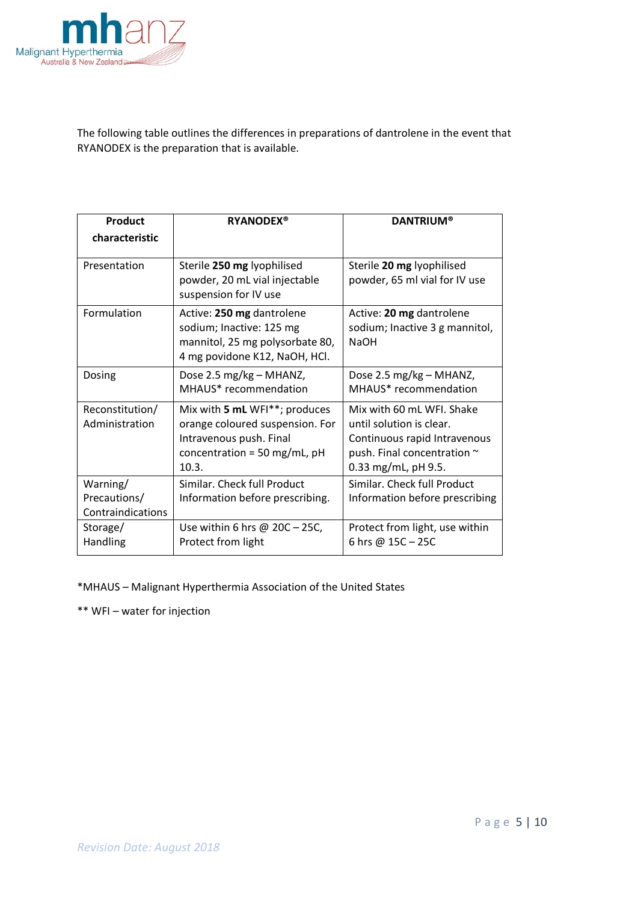The following table outlines the differences in preparations of dantrolene in the event that RYANODEX is the preparation that is available.

| Product characteristic | RYANODEX® | DANTRIUM® |
| --- | --- | --- |
| Presentation | Sterile **250 mg** lyophilised powder, 20 mL vial injectable suspension for IV use | Sterile **20 mg** lyophilised powder, 65 ml vial for IV use |
| Formulation | Active: **250 mg** dantrolene sodium; Inactive: 125 mg mannitol, 25 mg polysorbate 80, 4 mg povidone K12, NaOH, HCl. | Active: **20 mg** dantrolene sodium; Inactive 3 g mannitol, NaOH |
| Dosing | Dose 2.5 mg/kg – MHANZ, MHAUS* recommendation | Dose 2.5 mg/kg – MHANZ, MHAUS* recommendation |
| Reconstitution/ Administration | Mix with **5 mL** WFI**; produces orange coloured suspension. For Intravenous push. Final concentration = 50 mg/mL, pH 10.3. | Mix with 60 mL WFI. Shake until solution is clear. Continuous rapid Intravenous push. Final concentration ~ 0.33 mg/mL, pH 9.5. |
| Warning/ Precautions/ Contraindications | Similar. Check full Product Information before prescribing. | Similar. Check full Product Information before prescribing |
| Storage/ Handling | Use within 6 hrs @ 20C – 25C, Protect from light | Protect from light, use within 6 hrs @ 15C – 25C |

*MHAUS – Malignant Hyperthermia Association of the United States

** WFI – water for injection

*Revision Date: August 2018*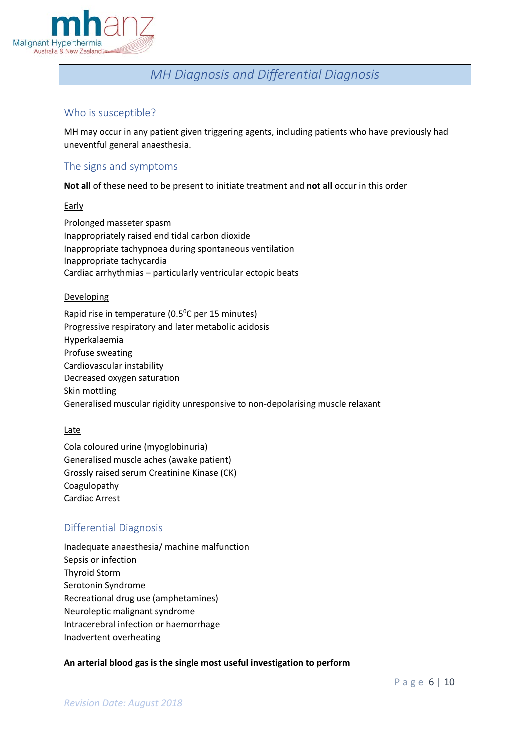# MH Diagnosis and Differential Diagnosis

## Who is susceptible?

MH may occur in any patient given triggering agents, including patients who have previously had uneventful general anaesthesia.

## The signs and symptoms

**Not all** of these need to be present to initiate treatment and **not all** occur in this order

<u>Early</u>

Prolonged masseter spasm
Inappropriately raised end tidal carbon dioxide
Inappropriate tachypnoea during spontaneous ventilation
Inappropriate tachycardia
Cardiac arrhythmias – particularly ventricular ectopic beats

<u>Developing</u>

Rapid rise in temperature (0.5$^0$C per 15 minutes)
Progressive respiratory and later metabolic acidosis
Hyperkalaemia
Profuse sweating
Cardiovascular instability
Decreased oxygen saturation
Skin mottling
Generalised muscular rigidity unresponsive to non-depolarising muscle relaxant

<u>Late</u>

Cola coloured urine (myoglobinuria)
Generalised muscle aches (awake patient)
Grossly raised serum Creatinine Kinase (CK)
Coagulopathy
Cardiac Arrest

## Differential Diagnosis

Inadequate anaesthesia/ machine malfunction
Sepsis or infection
Thyroid Storm
Serotonin Syndrome
Recreational drug use (amphetamines)
Neuroleptic malignant syndrome
Intracerebral infection or haemorrhage
Inadvertent overheating

**An arterial blood gas is the single most useful investigation to perform**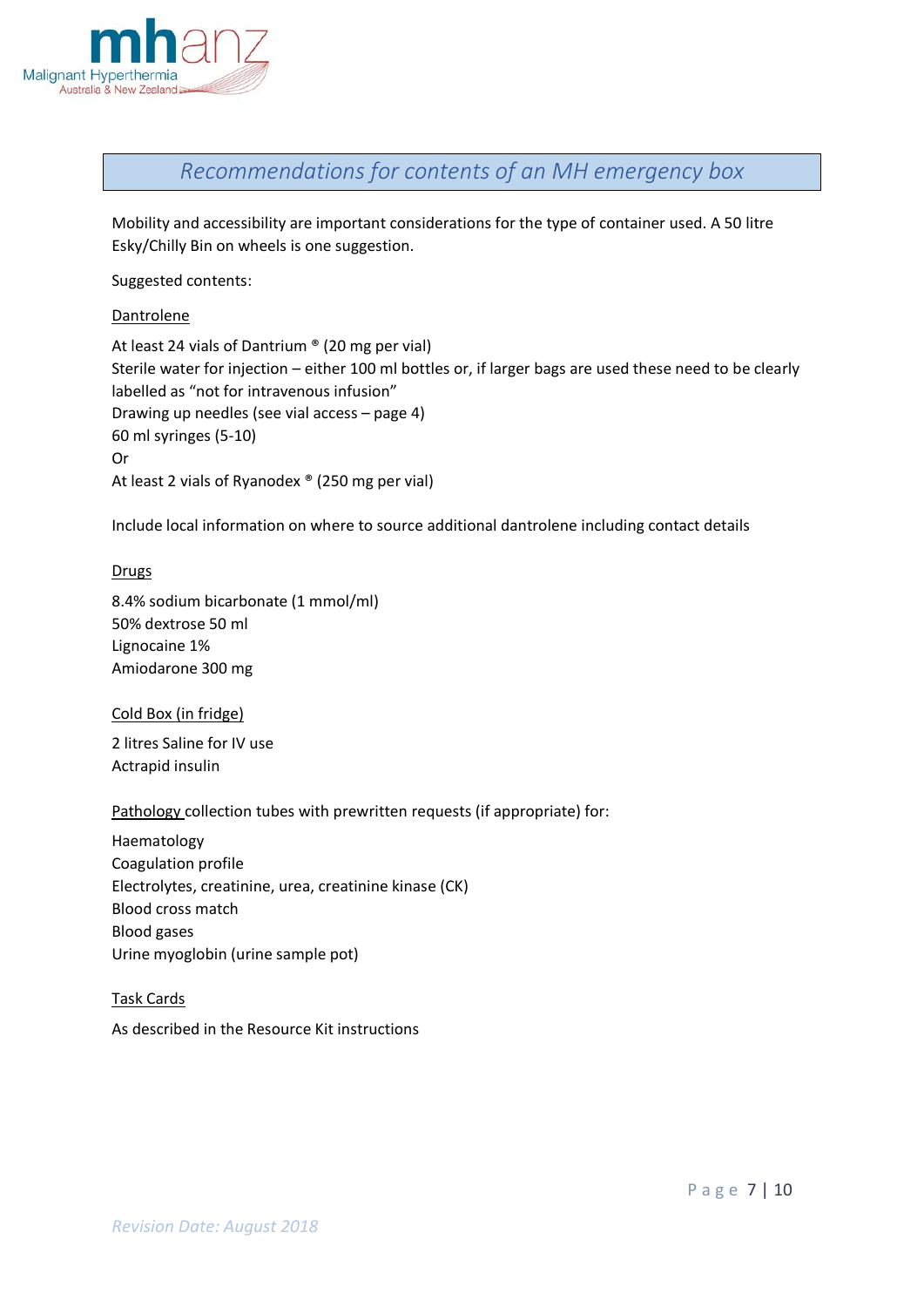## *Recommendations for contents of an MH emergency box*

Mobility and accessibility are important considerations for the type of container used. A 50 litre Esky/Chilly Bin on wheels is one suggestion.

Suggested contents:

<u>Dantrolene</u>

At least 24 vials of Dantrium ® (20 mg per vial)
Sterile water for injection – either 100 ml bottles or, if larger bags are used these need to be clearly labelled as "not for intravenous infusion"
Drawing up needles (see vial access – page 4)
60 ml syringes (5-10)
Or
At least 2 vials of Ryanodex ® (250 mg per vial)

Include local information on where to source additional dantrolene including contact details

<u>Drugs</u>

8.4% sodium bicarbonate (1 mmol/ml)
50% dextrose 50 ml
Lignocaine 1%
Amiodarone 300 mg

<u>Cold Box (in fridge)</u>

2 litres Saline for IV use
Actrapid insulin

<u>Pathology</u> collection tubes with prewritten requests (if appropriate) for:

Haematology
Coagulation profile
Electrolytes, creatinine, urea, creatinine kinase (CK)
Blood cross match
Blood gases
Urine myoglobin (urine sample pot)

<u>Task Cards</u>

As described in the Resource Kit instructions

*Revision Date: August 2018*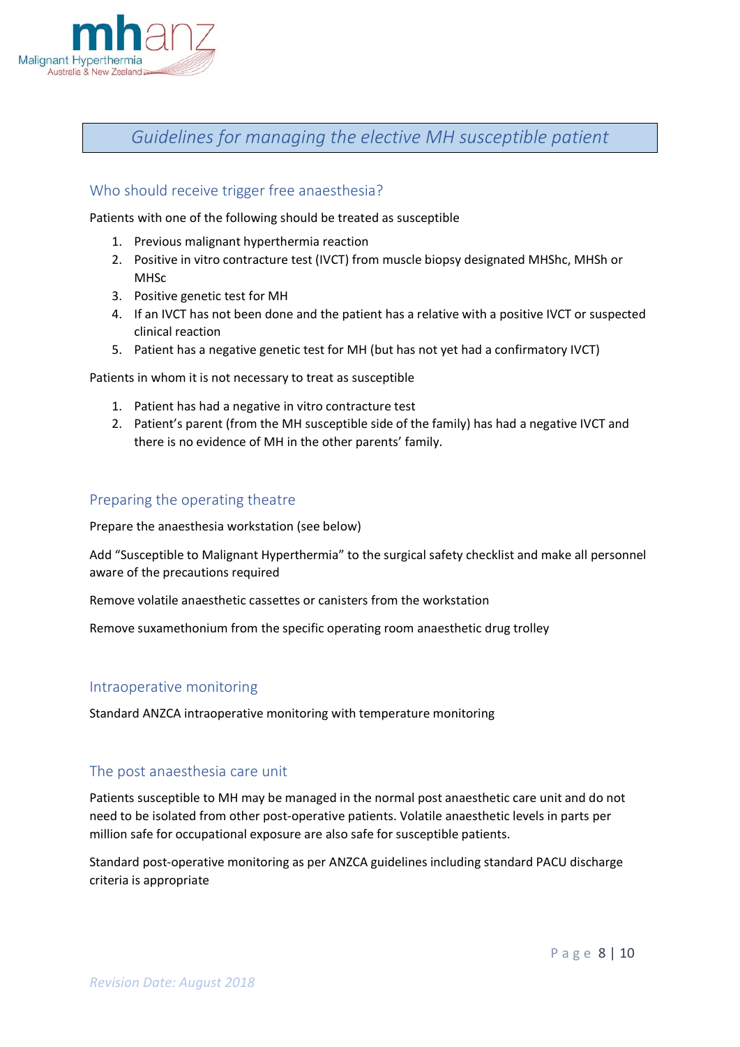# Guidelines for managing the elective MH susceptible patient

## Who should receive trigger free anaesthesia?

Patients with one of the following should be treated as susceptible

1. Previous malignant hyperthermia reaction
2. Positive in vitro contracture test (IVCT) from muscle biopsy designated MHShc, MHSh or MHSc
3. Positive genetic test for MH
4. If an IVCT has not been done and the patient has a relative with a positive IVCT or suspected clinical reaction
5. Patient has a negative genetic test for MH (but has not yet had a confirmatory IVCT)

Patients in whom it is not necessary to treat as susceptible

1. Patient has had a negative in vitro contracture test
2. Patient's parent (from the MH susceptible side of the family) has had a negative IVCT and there is no evidence of MH in the other parents' family.

## Preparing the operating theatre

Prepare the anaesthesia workstation (see below)

Add "Susceptible to Malignant Hyperthermia" to the surgical safety checklist and make all personnel aware of the precautions required

Remove volatile anaesthetic cassettes or canisters from the workstation

Remove suxamethonium from the specific operating room anaesthetic drug trolley

## Intraoperative monitoring

Standard ANZCA intraoperative monitoring with temperature monitoring

## The post anaesthesia care unit

Patients susceptible to MH may be managed in the normal post anaesthetic care unit and do not need to be isolated from other post-operative patients. Volatile anaesthetic levels in parts per million safe for occupational exposure are also safe for susceptible patients.

Standard post-operative monitoring as per ANZCA guidelines including standard PACU discharge criteria is appropriate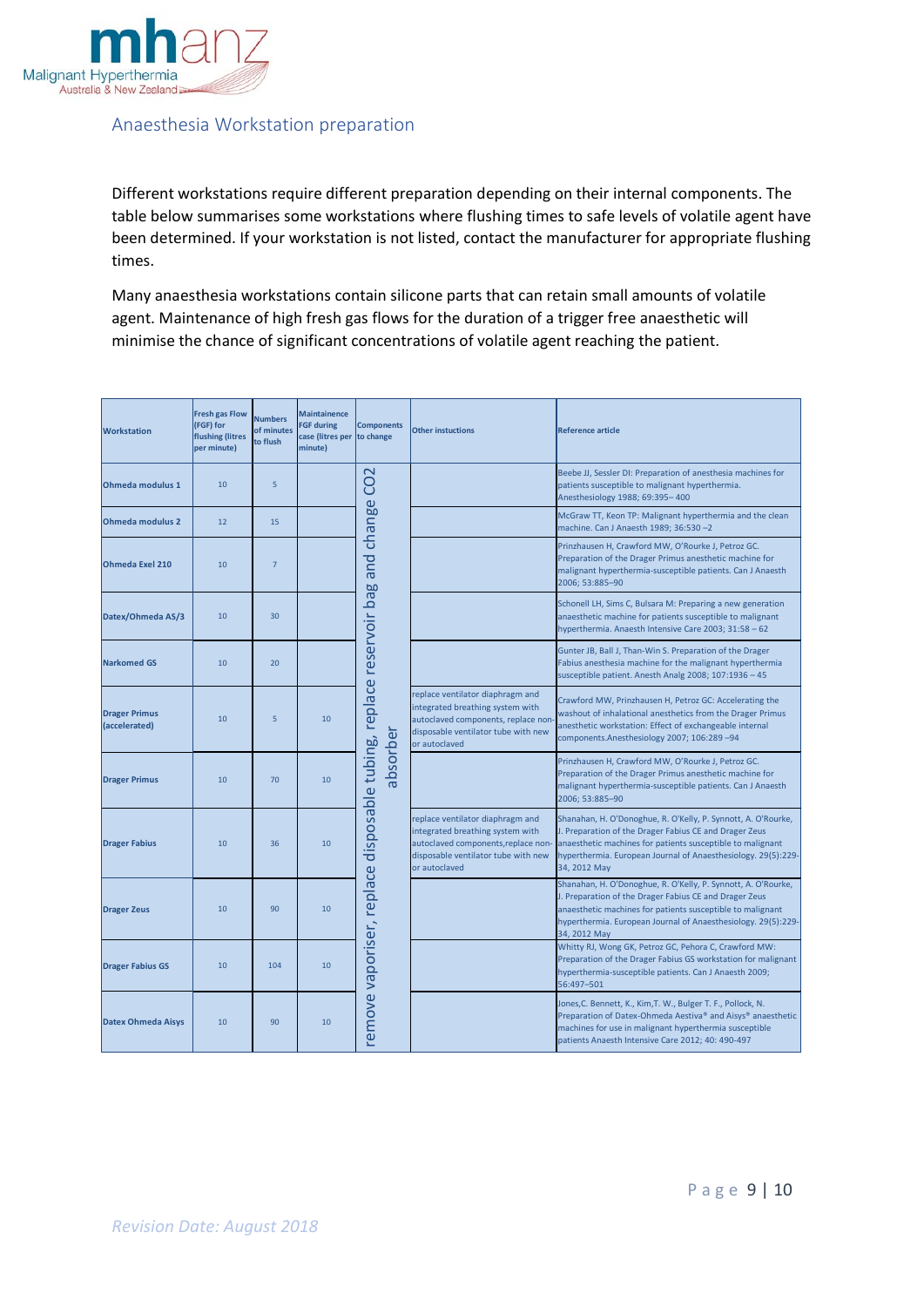## Anaesthesia Workstation preparation

Different workstations require different preparation depending on their internal components. The table below summarises some workstations where flushing times to safe levels of volatile agent have been determined. If your workstation is not listed, contact the manufacturer for appropriate flushing times.

Many anaesthesia workstations contain silicone parts that can retain small amounts of volatile agent. Maintenance of high fresh gas flows for the duration of a trigger free anaesthetic will minimise the chance of significant concentrations of volatile agent reaching the patient.

| Workstation | Fresh gas Flow (FGF) for flushing (litres per minute) | Numbers of minutes to flush | Maintainence FGF during case (litres per minute) | Components to change | Other instuctions | Reference article |
|---|---|---|---|---|---|---|
| Ohmeda modulus 1 | 10 | 5 | | remove vaporiser, replace disposable tubing, replace reservoir bag and change CO2 absorber | | Beebe JJ, Sessler DI: Preparation of anesthesia machines for patients susceptible to malignant hyperthermia. Anesthesiology 1988; 69:395– 400 |
| Ohmeda modulus 2 | 12 | 15 | | | | McGraw TT, Keon TP: Malignant hyperthermia and the clean machine. Can J Anaesth 1989; 36:530 –2 |
| Ohmeda Exel 210 | 10 | 7 | | | | Prinzhausen H, Crawford MW, O'Rourke J, Petroz GC. Preparation of the Drager Primus anesthetic machine for malignant hyperthermia-susceptible patients. Can J Anaesth 2006; 53:885–90 |
| Datex/Ohmeda AS/3 | 10 | 30 | | | | Schonell LH, Sims C, Bulsara M: Preparing a new generation anaesthetic machine for patients susceptible to malignant hyperthermia. Anaesth Intensive Care 2003; 31:58 – 62 |
| Narkomed GS | 10 | 20 | | | | Gunter JB, Ball J, Than-Win S. Preparation of the Drager Fabius anesthesia machine for the malignant hyperthermia susceptible patient. Anesth Analg 2008; 107:1936 – 45 |
| Drager Primus (accelerated) | 10 | 5 | 10 | | replace ventilator diaphragm and integrated breathing system with autoclaved components, replace non-disposable ventilator tube with new or autoclaved | Crawford MW, Prinzhausen H, Petroz GC: Accelerating the washout of inhalational anesthetics from the Drager Primus anesthetic workstation: Effect of exchangeable internal components.Anesthesiology 2007; 106:289 –94 |
| Drager Primus | 10 | 70 | 10 | | | Prinzhausen H, Crawford MW, O'Rourke J, Petroz GC. Preparation of the Drager Primus anesthetic machine for malignant hyperthermia-susceptible patients. Can J Anaesth 2006; 53:885–90 |
| Drager Fabius | 10 | 36 | 10 | | replace ventilator diaphragm and integrated breathing system with autoclaved components,replace non-disposable ventilator tube with new or autoclaved | Shanahan, H. O'Donoghue, R. O'Kelly, P. Synnott, A. O'Rourke, J. Preparation of the Drager Fabius CE and Drager Zeus anaesthetic machines for patients susceptible to malignant hyperthermia. European Journal of Anaesthesiology. 29(5):229-34, 2012 May |
| Drager Zeus | 10 | 90 | 10 | | | Shanahan, H. O'Donoghue, R. O'Kelly, P. Synnott, A. O'Rourke, J. Preparation of the Drager Fabius CE and Drager Zeus anaesthetic machines for patients susceptible to malignant hyperthermia. European Journal of Anaesthesiology. 29(5):229-34, 2012 May |
| Drager Fabius GS | 10 | 104 | 10 | | | Whitty RJ, Wong GK, Petroz GC, Pehora C, Crawford MW: Preparation of the Drager Fabius GS workstation for malignant hyperthermia-susceptible patients. Can J Anaesth 2009; 56:497–501 |
| Datex Ohmeda Aisys | 10 | 90 | 10 | | | Jones,C. Bennett, K., Kim,T. W., Bulger T. F., Pollock, N. Preparation of Datex-Ohmeda Aestiva® and Aisys® anaesthetic machines for use in malignant hyperthermia susceptible patients Anaesth Intensive Care 2012; 40: 490-497 |

*Revision Date: August 2018*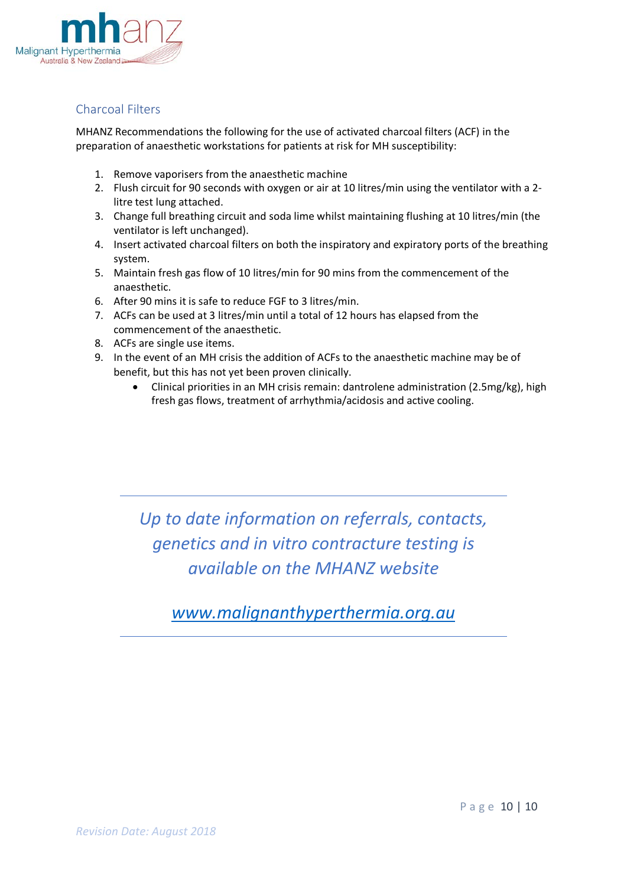## Charcoal Filters

MHANZ Recommendations the following for the use of activated charcoal filters (ACF) in the preparation of anaesthetic workstations for patients at risk for MH susceptibility:

1. Remove vaporisers from the anaesthetic machine
2. Flush circuit for 90 seconds with oxygen or air at 10 litres/min using the ventilator with a 2-litre test lung attached.
3. Change full breathing circuit and soda lime whilst maintaining flushing at 10 litres/min (the ventilator is left unchanged).
4. Insert activated charcoal filters on both the inspiratory and expiratory ports of the breathing system.
5. Maintain fresh gas flow of 10 litres/min for 90 mins from the commencement of the anaesthetic.
6. After 90 mins it is safe to reduce FGF to 3 litres/min.
7. ACFs can be used at 3 litres/min until a total of 12 hours has elapsed from the commencement of the anaesthetic.
8. ACFs are single use items.
9. In the event of an MH crisis the addition of ACFs to the anaesthetic machine may be of benefit, but this has not yet been proven clinically.
   - Clinical priorities in an MH crisis remain: dantrolene administration (2.5mg/kg), high fresh gas flows, treatment of arrhythmia/acidosis and active cooling.

---

*Up to date information on referrals, contacts, genetics and in vitro contracture testing is available on the MHANZ website*

*[www.malignanthyperthermia.org.au](http://www.malignanthyperthermia.org.au)*

---

*Revision Date: August 2018*